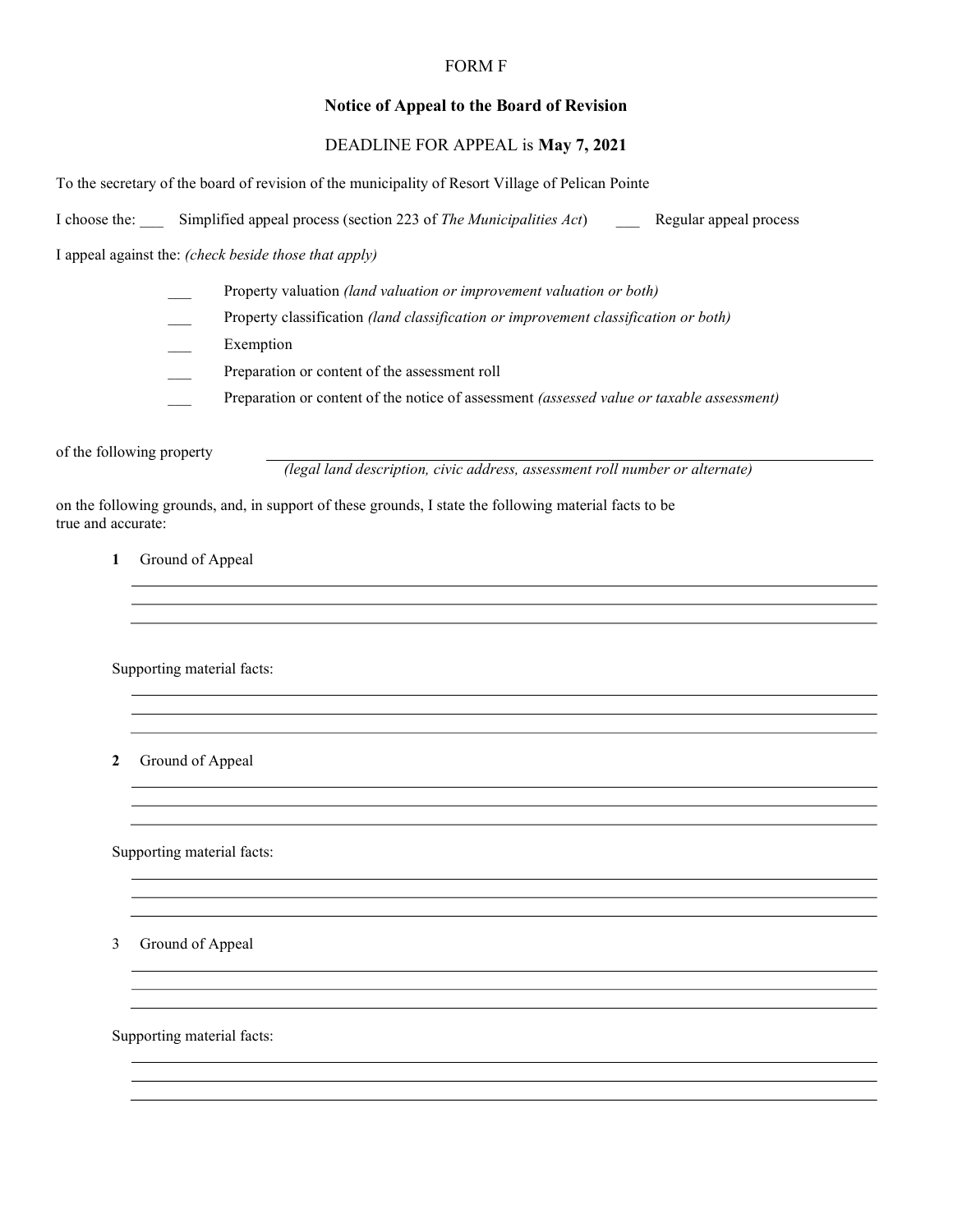FORM F

**Notice of Appeal to the Board of Revision**

DEADLINE FOR APPEAL is **May 7, 2021**

To the secretary of the board of revision of the municipality of Resort Village of Pelican Pointe

I choose the: ___ Simplified appeal process (section 223 of *The Municipalities Act*) ___ Regular appeal process

I appeal against the: *(check beside those that apply)*

- ___ Property valuation *(land valuation or improvement valuation or both)*
- ___ Property classification *(land classification or improvement classification or both)*
- ___ Exemption
- ___ Preparation or content of the assessment roll
- ___ Preparation or content of the notice of assessment *(assessed value or taxable assessment)*

of the following property ______________________________________________
*(legal land description, civic address, assessment roll number or alternate)*

on the following grounds, and, in support of these grounds, I state the following material facts to be true and accurate:

**1** Ground of Appeal

______________________________________________
______________________________________________
______________________________________________

Supporting material facts:

______________________________________________
______________________________________________
______________________________________________

**2** Ground of Appeal

______________________________________________
______________________________________________
______________________________________________

Supporting material facts:

______________________________________________
______________________________________________
______________________________________________

3 Ground of Appeal

______________________________________________
______________________________________________
______________________________________________

Supporting material facts:

______________________________________________
______________________________________________
______________________________________________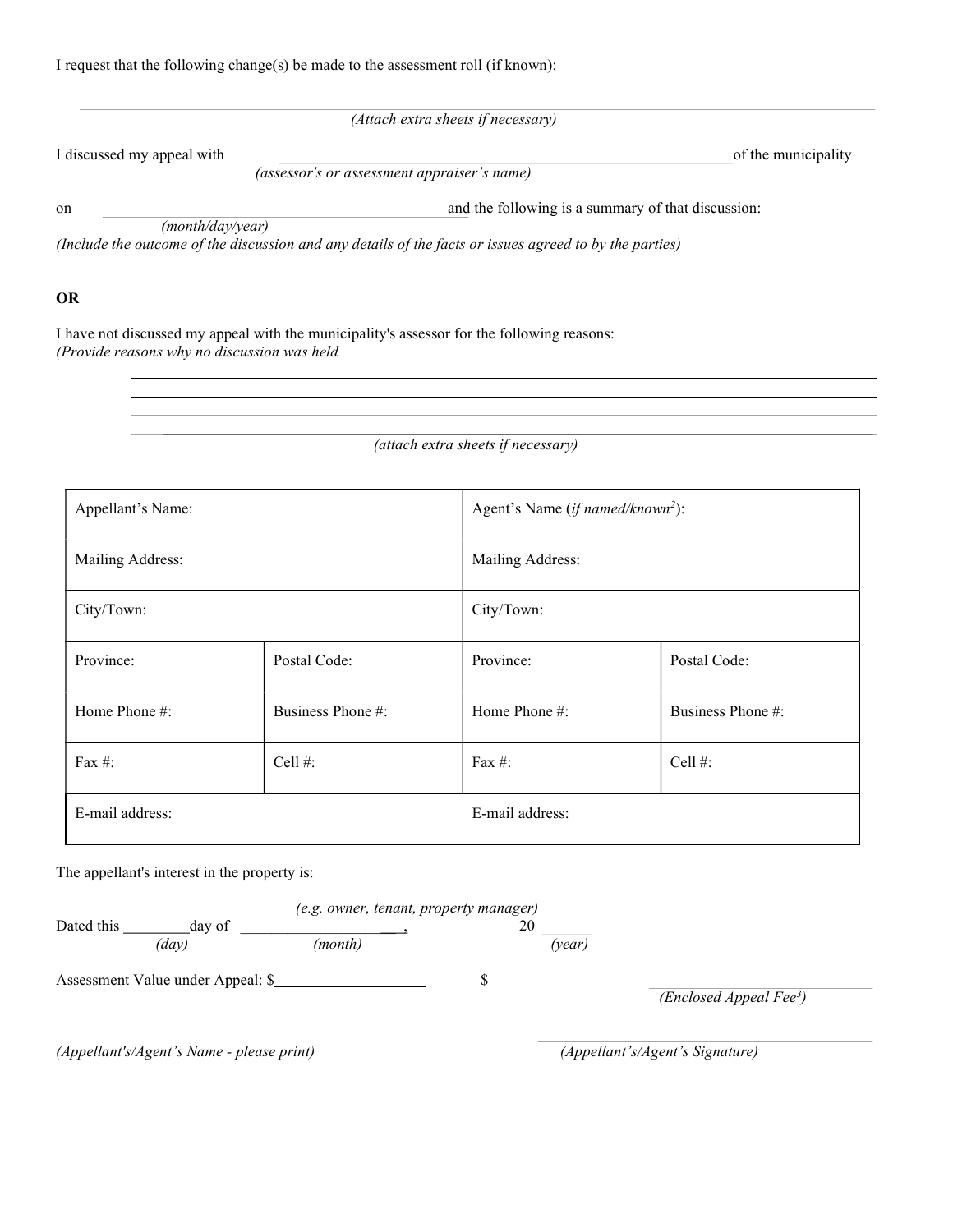I request that the following change(s) be made to the assessment roll (if known):

_______________________________________________________________________________

*(Attach extra sheets if necessary)*

I discussed my appeal with _______________________________________________ of the municipality
*(assessor's or assessment appraiser's name)*

on _______________________________________ and the following is a summary of that discussion:
*(month/day/year)*

*(Include the outcome of the discussion and any details of the facts or issues agreed to by the parties)*

**OR**

I have not discussed my appeal with the municipality's assessor for the following reasons:
*(Provide reasons why no discussion was held*

_______________________________________________________________________________

_______________________________________________________________________________

_______________________________________________________________________________

_______________________________________________________________________________

*(attach extra sheets if necessary)*

| Appellant's Name: | | Agent's Name (*if named/known*[2]): | |
|---|---|---|---|
| Mailing Address: | | Mailing Address: | |
| City/Town: | | City/Town: | |
| Province: | Postal Code: | Province: | Postal Code: |
| Home Phone #: | Business Phone #: | Home Phone #: | Business Phone #: |
| Fax #: | Cell #: | Fax #: | Cell #: |
| E-mail address: | | E-mail address: | |

The appellant's interest in the property is:

_______________________________________________________________________________
*(e.g. owner, tenant, property manager)*

Dated this ________ day of ____________________, 20 ______
*(day)* *(month)* *(year)*

Assessment Value under Appeal: $____________________ $ ____________________
*(Enclosed Appeal Fee*[3]*)*

____________________________________ ____________________________________
*(Appellant's/Agent's Name - please print)* *(Appellant's/Agent's Signature)*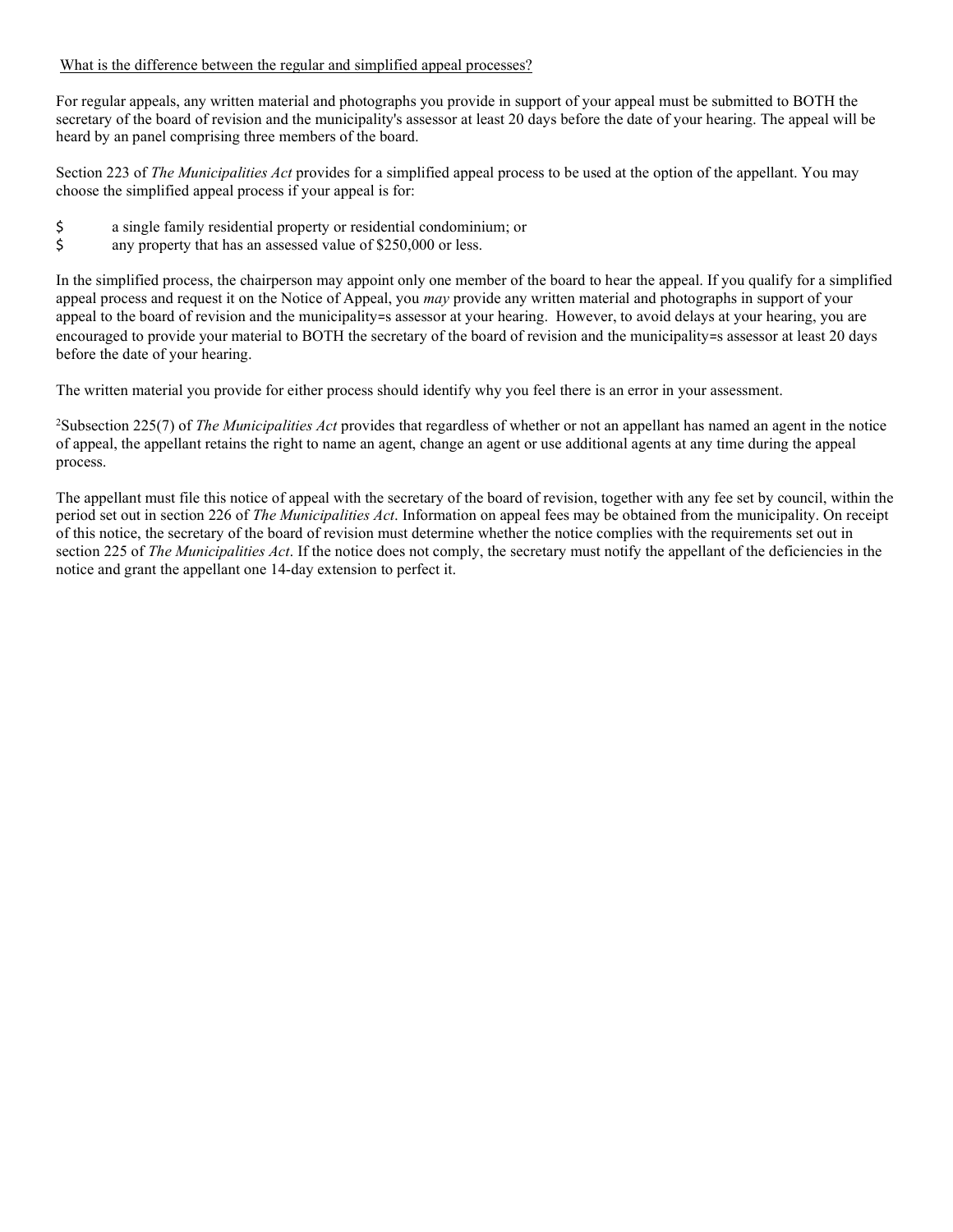What is the difference between the regular and simplified appeal processes?

For regular appeals, any written material and photographs you provide in support of your appeal must be submitted to BOTH the secretary of the board of revision and the municipality's assessor at least 20 days before the date of your hearing. The appeal will be heard by an panel comprising three members of the board.

Section 223 of *The Municipalities Act* provides for a simplified appeal process to be used at the option of the appellant. You may choose the simplified appeal process if your appeal is for:

$ a single family residential property or residential condominium; or
$ any property that has an assessed value of $250,000 or less.

In the simplified process, the chairperson may appoint only one member of the board to hear the appeal. If you qualify for a simplified appeal process and request it on the Notice of Appeal, you *may* provide any written material and photographs in support of your appeal to the board of revision and the municipality=s assessor at your hearing. However, to avoid delays at your hearing, you are encouraged to provide your material to BOTH the secretary of the board of revision and the municipality=s assessor at least 20 days before the date of your hearing.

The written material you provide for either process should identify why you feel there is an error in your assessment.

[2]Subsection 225(7) of *The Municipalities Act* provides that regardless of whether or not an appellant has named an agent in the notice of appeal, the appellant retains the right to name an agent, change an agent or use additional agents at any time during the appeal process.

The appellant must file this notice of appeal with the secretary of the board of revision, together with any fee set by council, within the period set out in section 226 of *The Municipalities Act*. Information on appeal fees may be obtained from the municipality. On receipt of this notice, the secretary of the board of revision must determine whether the notice complies with the requirements set out in section 225 of *The Municipalities Act*. If the notice does not comply, the secretary must notify the appellant of the deficiencies in the notice and grant the appellant one 14-day extension to perfect it.